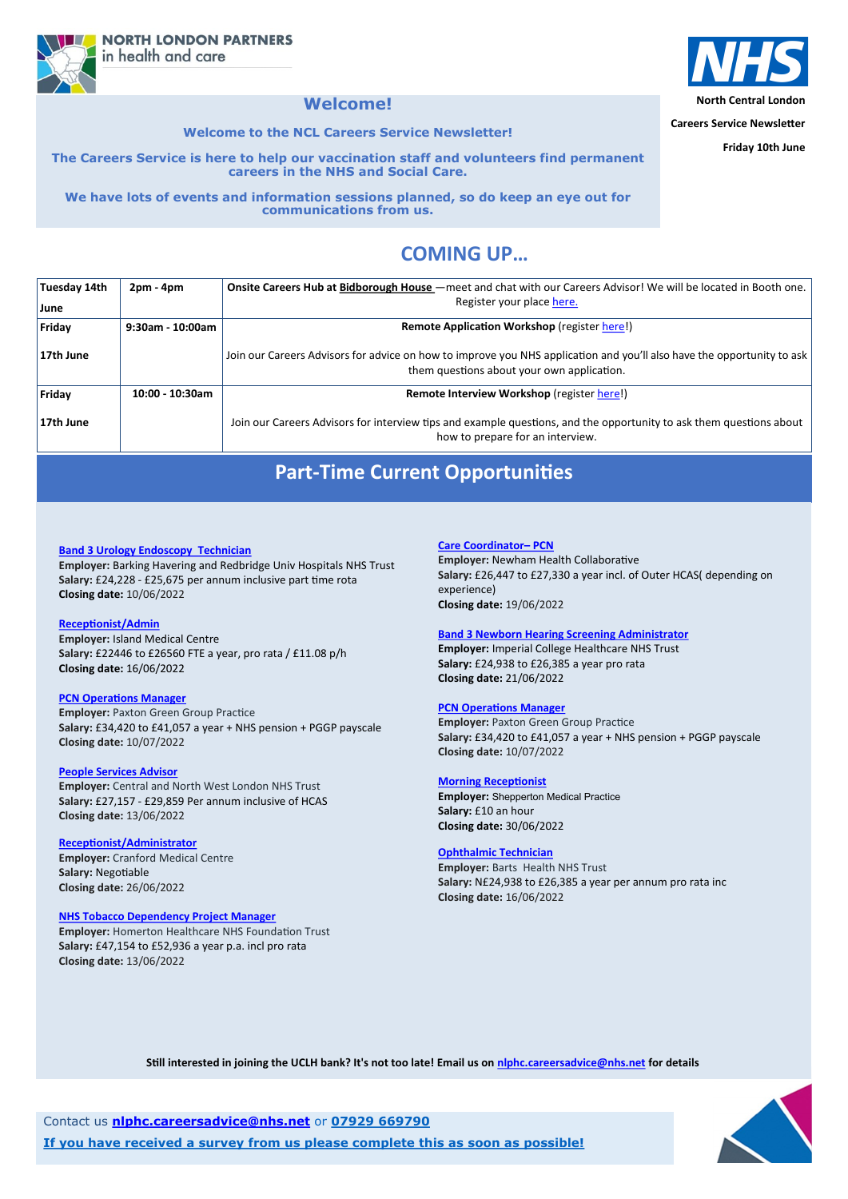NORTH LONDON PARTNERS in health and care

NHS North Central London

Careers Service Newsletter

Friday 10th June

# Welcome!

**Welcome to the NCL Careers Service Newsletter!**

**The Careers Service is here to help our vaccination staff and volunteers find permanent careers in the NHS and Social Care.**

**We have lots of events and information sessions planned, so do keep an eye out for communications from us.**

## COMING UP...

| | | |
|---|---|---|
| **Tuesday 14th June** | **2pm - 4pm** | **Onsite Careers Hub at Bidborough House** —meet and chat with our Careers Advisor! We will be located in Booth one. Register your place here. |
| **Friday 17th June** | **9:30am - 10:00am** | **Remote Application Workshop** (register here!) Join our Careers Advisors for advice on how to improve you NHS application and you'll also have the opportunity to ask them questions about your own application. |
| **Friday 17th June** | **10:00 - 10:30am** | **Remote Interview Workshop** (register here!) Join our Careers Advisors for interview tips and example questions, and the opportunity to ask them questions about how to prepare for an interview. |

## Part-Time Current Opportunities

**Band 3 Urology Endoscopy Technician**
**Employer:** Barking Havering and Redbridge Univ Hospitals NHS Trust
**Salary:** £24,228 - £25,675 per annum inclusive part time rota
**Closing date:** 10/06/2022

**Receptionist/Admin**
**Employer:** Island Medical Centre
**Salary:** £22446 to £26560 FTE a year, pro rata / £11.08 p/h
**Closing date:** 16/06/2022

**PCN Operations Manager**
**Employer:** Paxton Green Group Practice
**Salary:** £34,420 to £41,057 a year + NHS pension + PGGP payscale
**Closing date:** 10/07/2022

**People Services Advisor**
**Employer:** Central and North West London NHS Trust
**Salary:** £27,157 - £29,859 Per annum inclusive of HCAS
**Closing date:** 13/06/2022

**Receptionist/Administrator**
**Employer:** Cranford Medical Centre
**Salary:** Negotiable
**Closing date:** 26/06/2022

**NHS Tobacco Dependency Project Manager**
**Employer:** Homerton Healthcare NHS Foundation Trust
**Salary:** £47,154 to £52,936 a year p.a. incl pro rata
**Closing date:** 13/06/2022

**Care Coordinator– PCN**
**Employer:** Newham Health Collaborative
**Salary:** £26,447 to £27,330 a year incl. of Outer HCAS( depending on experience)
**Closing date:** 19/06/2022

**Band 3 Newborn Hearing Screening Administrator**
**Employer:** Imperial College Healthcare NHS Trust
**Salary:** £24,938 to £26,385 a year pro rata
**Closing date:** 21/06/2022

**PCN Operations Manager**
**Employer:** Paxton Green Group Practice
**Salary:** £34,420 to £41,057 a year + NHS pension + PGGP payscale
**Closing date:** 10/07/2022

**Morning Receptionist**
**Employer:** Shepperton Medical Practice
**Salary:** £10 an hour
**Closing date:** 30/06/2022

**Ophthalmic Technician**
**Employer:** Barts Health NHS Trust
**Salary:** N£24,938 to £26,385 a year per annum pro rata inc
**Closing date:** 16/06/2022

**Still interested in joining the UCLH bank? It's not too late! Email us on nlphc.careersadvice@nhs.net for details**

Contact us **nlphc.careersadvice@nhs.net** or **07929 669790**

**If you have received a survey from us please complete this as soon as possible!**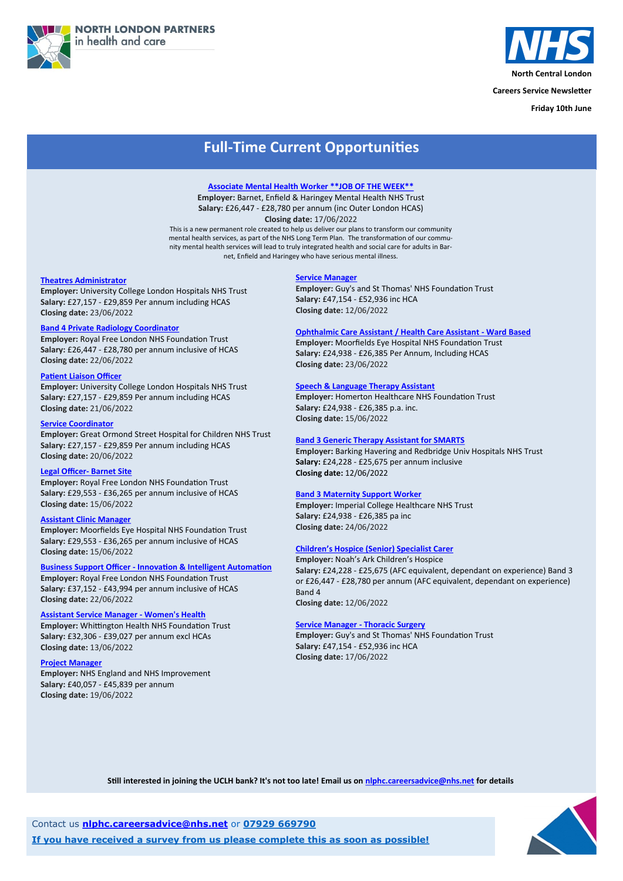North Central London

Careers Service Newsletter

Friday 10th June

# Full-Time Current Opportunities

**Associate Mental Health Worker **JOB OF THE WEEK****
**Employer:** Barnet, Enfield & Haringey Mental Health NHS Trust
**Salary:** £26,447 - £28,780 per annum (inc Outer London HCAS)
**Closing date:** 17/06/2022
This is a new permanent role created to help us deliver our plans to transform our community mental health services, as part of the NHS Long Term Plan. The transformation of our community mental health services will lead to truly integrated health and social care for adults in Barnet, Enfield and Haringey who have serious mental illness.

**Theatres Administrator**
**Employer:** University College London Hospitals NHS Trust
**Salary:** £27,157 - £29,859 Per annum including HCAS
**Closing date:** 23/06/2022

**Band 4 Private Radiology Coordinator**
**Employer:** Royal Free London NHS Foundation Trust
**Salary:** £26,447 - £28,780 per annum inclusive of HCAS
**Closing date:** 22/06/2022

**Patient Liaison Officer**
**Employer:** University College London Hospitals NHS Trust
**Salary:** £27,157 - £29,859 Per annum including HCAS
**Closing date:** 21/06/2022

**Service Coordinator**
**Employer:** Great Ormond Street Hospital for Children NHS Trust
**Salary:** £27,157 - £29,859 Per annum including HCAS
**Closing date:** 20/06/2022

**Legal Officer- Barnet Site**
**Employer:** Royal Free London NHS Foundation Trust
**Salary:** £29,553 - £36,265 per annum inclusive of HCAS
**Closing date:** 15/06/2022

**Assistant Clinic Manager**
**Employer:** Moorfields Eye Hospital NHS Foundation Trust
**Salary:** £29,553 - £36,265 per annum inclusive of HCAS
**Closing date:** 15/06/2022

**Business Support Officer - Innovation & Intelligent Automation**
**Employer:** Royal Free London NHS Foundation Trust
**Salary:** £37,152 - £43,994 per annum inclusive of HCAS
**Closing date:** 22/06/2022

**Assistant Service Manager - Women's Health**
**Employer:** Whittington Health NHS Foundation Trust
**Salary:** £32,306 - £39,027 per annum excl HCAs
**Closing date:** 13/06/2022

**Project Manager**
**Employer:** NHS England and NHS Improvement
**Salary:** £40,057 - £45,839 per annum
**Closing date:** 19/06/2022

**Service Manager**
**Employer:** Guy's and St Thomas' NHS Foundation Trust
**Salary:** £47,154 - £52,936 inc HCA
**Closing date:** 12/06/2022

**Ophthalmic Care Assistant / Health Care Assistant - Ward Based**
**Employer:** Moorfields Eye Hospital NHS Foundation Trust
**Salary:** £24,938 - £26,385 Per Annum, Including HCAS
**Closing date:** 23/06/2022

**Speech & Language Therapy Assistant**
**Employer:** Homerton Healthcare NHS Foundation Trust
**Salary:** £24,938 - £26,385 p.a. inc.
**Closing date:** 15/06/2022

**Band 3 Generic Therapy Assistant for SMARTS**
**Employer:** Barking Havering and Redbridge Univ Hospitals NHS Trust
**Salary:** £24,228 - £25,675 per annum inclusive
**Closing date:** 12/06/2022

**Band 3 Maternity Support Worker**
**Employer:** Imperial College Healthcare NHS Trust
**Salary:** £24,938 - £26,385 pa inc
**Closing date:** 24/06/2022

**Children's Hospice (Senior) Specialist Carer**
**Employer:** Noah's Ark Children's Hospice
**Salary:** £24,228 - £25,675 (AFC equivalent, dependant on experience) Band 3 or £26,447 - £28,780 per annum (AFC equivalent, dependant on experience) Band 4
**Closing date:** 12/06/2022

**Service Manager - Thoracic Surgery**
**Employer:** Guy's and St Thomas' NHS Foundation Trust
**Salary:** £47,154 - £52,936 inc HCA
**Closing date:** 17/06/2022

**Still interested in joining the UCLH bank? It's not too late! Email us on nlphc.careersadvice@nhs.net for details**

Contact us **nlphc.careersadvice@nhs.net** or **07929 669790**

**If you have received a survey from us please complete this as soon as possible!**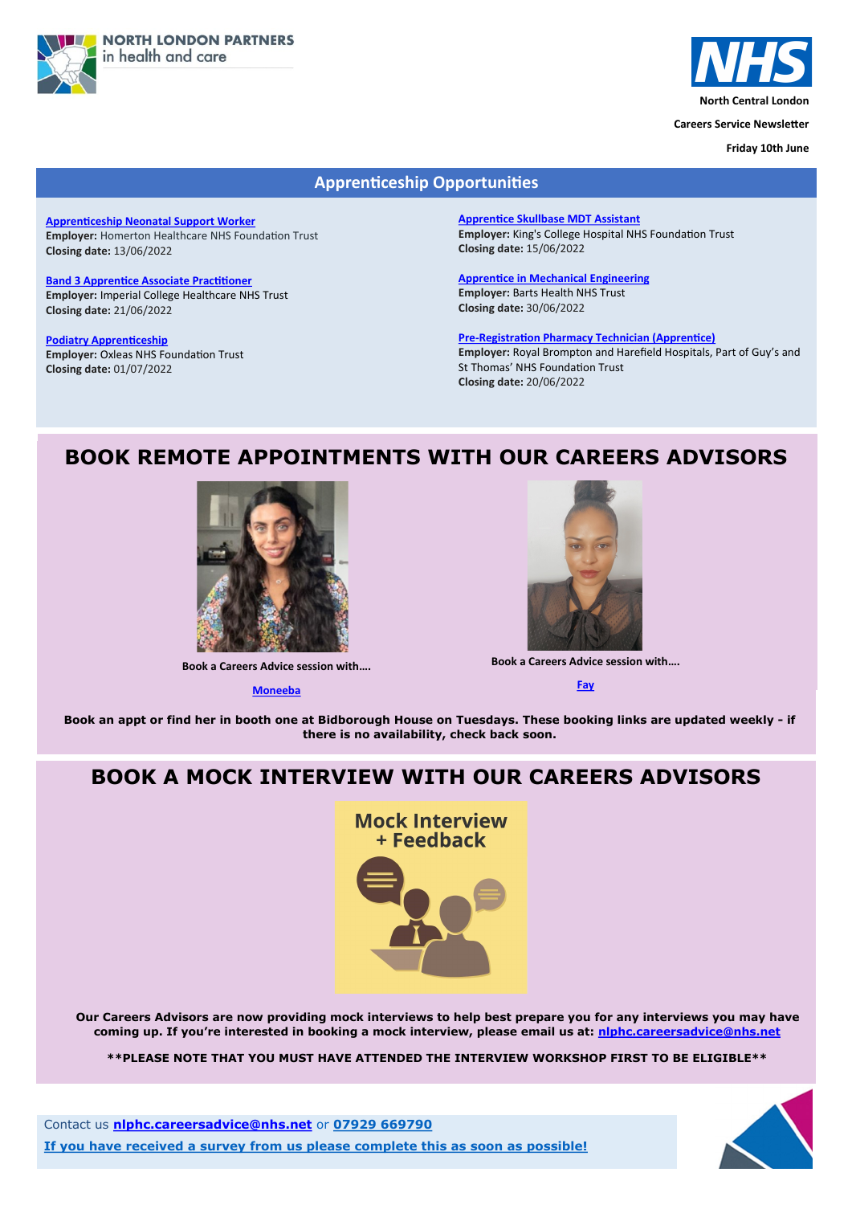NORTH LONDON PARTNERS in health and care

North Central London

Careers Service Newsletter

Friday 10th June

## Apprenticeship Opportunities

[Apprenticeship Neonatal Support Worker]
**Employer:** Homerton Healthcare NHS Foundation Trust
**Closing date:** 13/06/2022

[Band 3 Apprentice Associate Practitioner]
**Employer:** Imperial College Healthcare NHS Trust
**Closing date:** 21/06/2022

[Podiatry Apprenticeship]
**Employer:** Oxleas NHS Foundation Trust
**Closing date:** 01/07/2022

[Apprentice Skullbase MDT Assistant]
**Employer:** King's College Hospital NHS Foundation Trust
**Closing date:** 15/06/2022

[Apprentice in Mechanical Engineering]
**Employer:** Barts Health NHS Trust
**Closing date:** 30/06/2022

[Pre-Registration Pharmacy Technician (Apprentice)]
**Employer:** Royal Brompton and Harefield Hospitals, Part of Guy's and St Thomas' NHS Foundation Trust
**Closing date:** 20/06/2022

## BOOK REMOTE APPOINTMENTS WITH OUR CAREERS ADVISORS

**Book a Careers Advice session with….**

[Moneeba]

**Book a Careers Advice session with….**

[Fay]

**Book an appt or find her in booth one at Bidborough House on Tuesdays. These booking links are updated weekly - if there is no availability, check back soon.**

## BOOK A MOCK INTERVIEW WITH OUR CAREERS ADVISORS

Mock Interview + Feedback

**Our Careers Advisors are now providing mock interviews to help best prepare you for any interviews you may have coming up. If you're interested in booking a mock interview, please email us at: nlphc.careersadvice@nhs.net**

**\*\*PLEASE NOTE THAT YOU MUST HAVE ATTENDED THE INTERVIEW WORKSHOP FIRST TO BE ELIGIBLE\*\***

Contact us **nlphc.careersadvice@nhs.net** or **07929 669790**

**If you have received a survey from us please complete this as soon as possible!**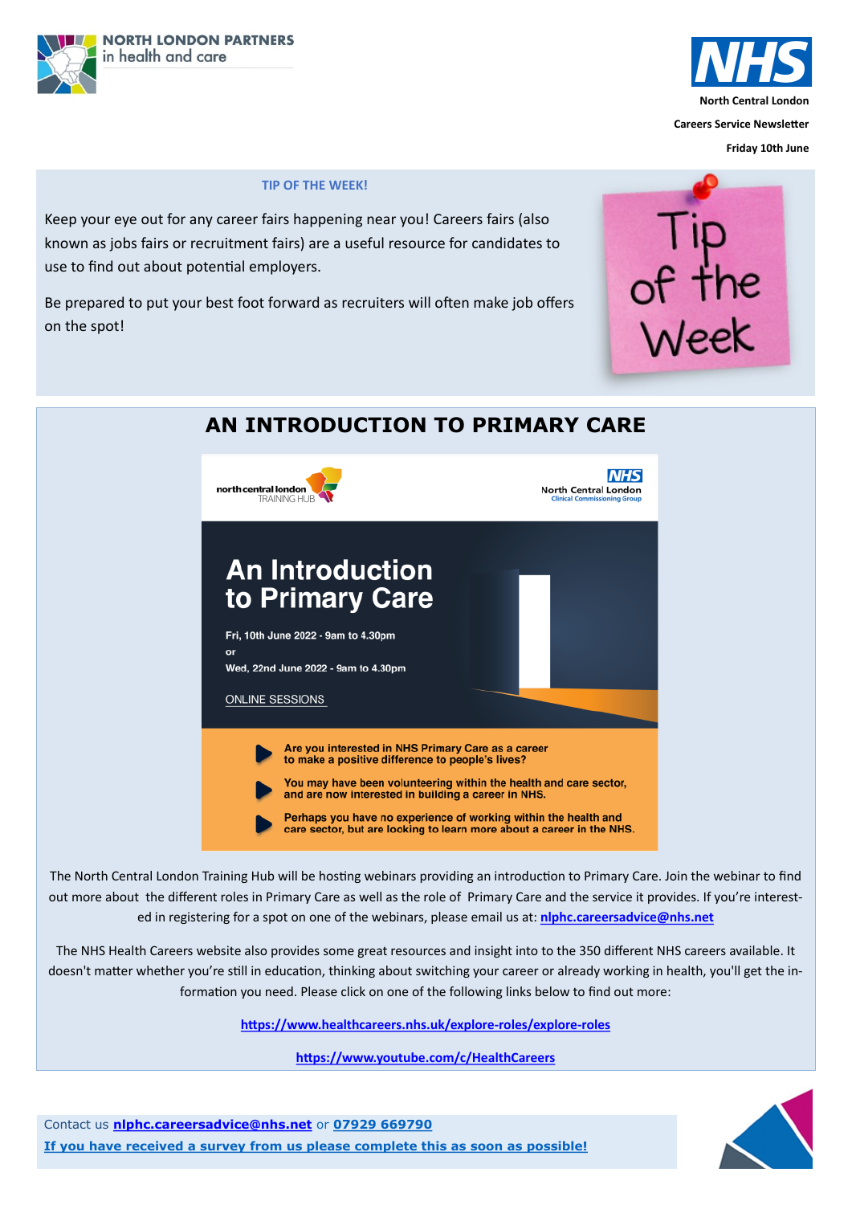NORTH LONDON PARTNERS in health and care

North Central London

Careers Service Newsletter

Friday 10th June

**TIP OF THE WEEK!**

Keep your eye out for any career fairs happening near you! Careers fairs (also known as jobs fairs or recruitment fairs) are a useful resource for candidates to use to find out about potential employers.

Be prepared to put your best foot forward as recruiters will often make job offers on the spot!

Tip of the Week

# AN INTRODUCTION TO PRIMARY CARE

north central london TRAINING HUB

NHS North Central London Clinical Commissioning Group

## An Introduction to Primary Care

Fri, 10th June 2022 - 9am to 4.30pm

or

Wed, 22nd June 2022 - 9am to 4.30pm

ONLINE SESSIONS

- **Are you interested in NHS Primary Care as a career to make a positive difference to people's lives?**
- **You may have been volunteering within the health and care sector, and are now interested in building a career in NHS.**
- **Perhaps you have no experience of working within the health and care sector, but are looking to learn more about a career in the NHS.**

The North Central London Training Hub will be hosting webinars providing an introduction to Primary Care. Join the webinar to find out more about the different roles in Primary Care as well as the role of Primary Care and the service it provides. If you're interested in registering for a spot on one of the webinars, please email us at: **nlphc.careersadvice@nhs.net**

The NHS Health Careers website also provides some great resources and insight into to the 350 different NHS careers available. It doesn't matter whether you're still in education, thinking about switching your career or already working in health, you'll get the information you need. Please click on one of the following links below to find out more:

**https://www.healthcareers.nhs.uk/explore-roles/explore-roles**

**https://www.youtube.com/c/HealthCareers**

Contact us **nlphc.careersadvice@nhs.net** or **07929 669790**

**If you have received a survey from us please complete this as soon as possible!**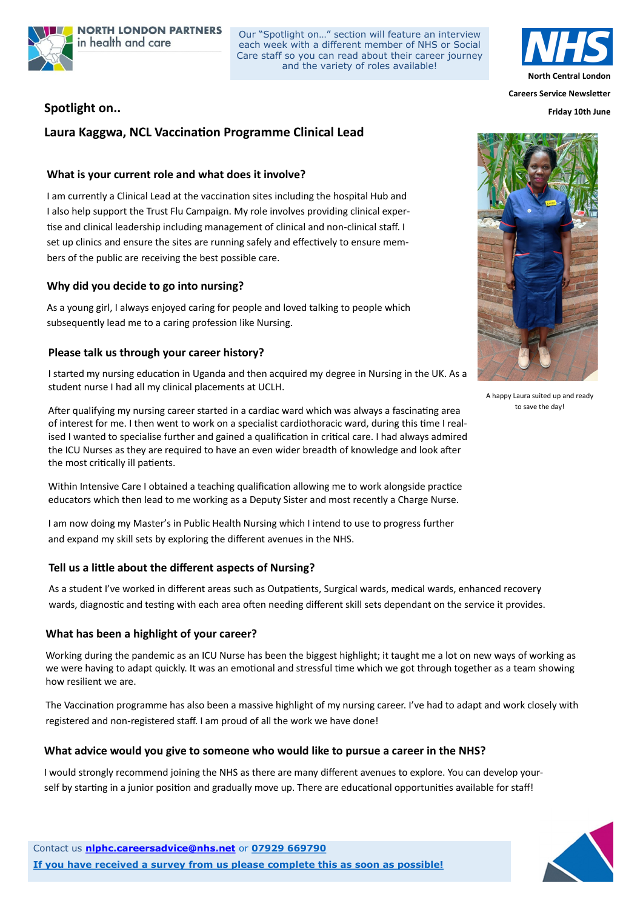NORTH LONDON PARTNERS in health and care

Our "Spotlight on..." section will feature an interview each week with a different member of NHS or Social Care staff so you can read about their career journey and the variety of roles available!

North Central London

Careers Service Newsletter

Friday 10th June

## Spotlight on..

## Laura Kaggwa, NCL Vaccination Programme Clinical Lead

### What is your current role and what does it involve?

I am currently a Clinical Lead at the vaccination sites including the hospital Hub and I also help support the Trust Flu Campaign. My role involves providing clinical expertise and clinical leadership including management of clinical and non-clinical staff. I set up clinics and ensure the sites are running safely and effectively to ensure members of the public are receiving the best possible care.

### Why did you decide to go into nursing?

As a young girl, I always enjoyed caring for people and loved talking to people which subsequently lead me to a caring profession like Nursing.

### Please talk us through your career history?

I started my nursing education in Uganda and then acquired my degree in Nursing in the UK. As a student nurse I had all my clinical placements at UCLH.

After qualifying my nursing career started in a cardiac ward which was always a fascinating area of interest for me. I then went to work on a specialist cardiothoracic ward, during this time I realised I wanted to specialise further and gained a qualification in critical care. I had always admired the ICU Nurses as they are required to have an even wider breadth of knowledge and look after the most critically ill patients.

Within Intensive Care I obtained a teaching qualification allowing me to work alongside practice educators which then lead to me working as a Deputy Sister and most recently a Charge Nurse.

I am now doing my Master's in Public Health Nursing which I intend to use to progress further and expand my skill sets by exploring the different avenues in the NHS.

A happy Laura suited up and ready to save the day!

### Tell us a little about the different aspects of Nursing?

As a student I've worked in different areas such as Outpatients, Surgical wards, medical wards, enhanced recovery wards, diagnostic and testing with each area often needing different skill sets dependant on the service it provides.

### What has been a highlight of your career?

Working during the pandemic as an ICU Nurse has been the biggest highlight; it taught me a lot on new ways of working as we were having to adapt quickly. It was an emotional and stressful time which we got through together as a team showing how resilient we are.

The Vaccination programme has also been a massive highlight of my nursing career. I've had to adapt and work closely with registered and non-registered staff. I am proud of all the work we have done!

### What advice would you give to someone who would like to pursue a career in the NHS?

I would strongly recommend joining the NHS as there are many different avenues to explore. You can develop yourself by starting in a junior position and gradually move up. There are educational opportunities available for staff!

Contact us **nlphc.careersadvice@nhs.net** or **07929 669790**

**If you have received a survey from us please complete this as soon as possible!**